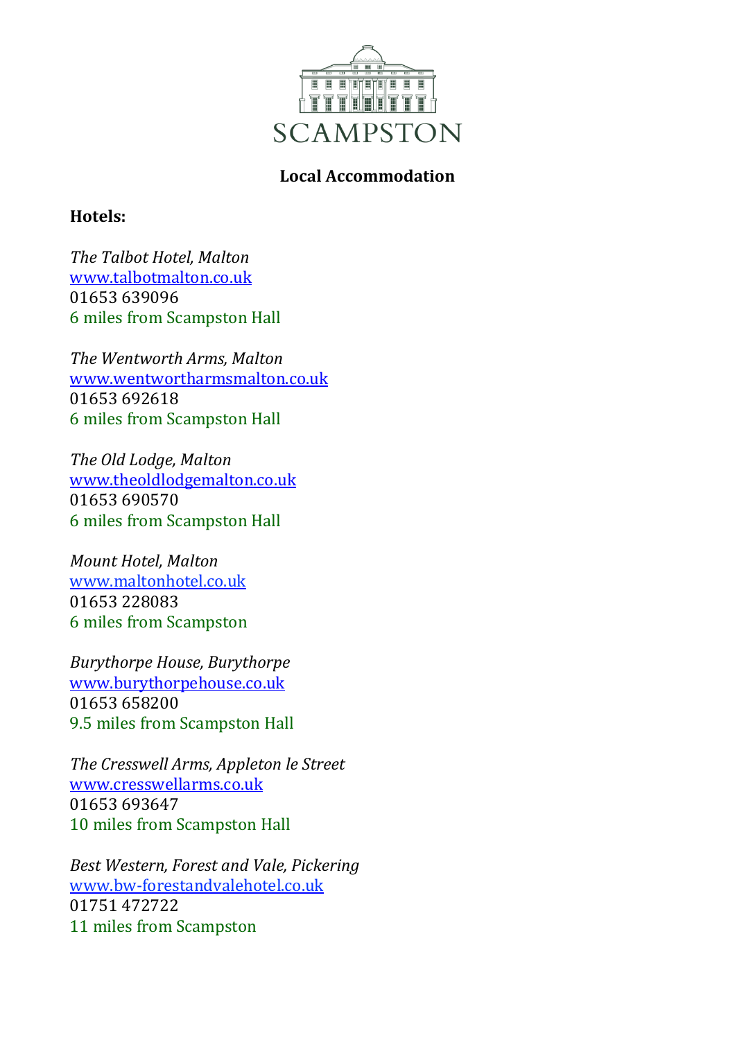# SCAMPSTON

## Local Accommodation

### Hotels:

*The Talbot Hotel, Malton*
www.talbotmalton.co.uk
01653 639096
6 miles from Scampston Hall

*The Wentworth Arms, Malton*
www.wentwortharmsmalton.co.uk
01653 692618
6 miles from Scampston Hall

*The Old Lodge, Malton*
www.theoldlodgemalton.co.uk
01653 690570
6 miles from Scampston Hall

*Mount Hotel, Malton*
www.maltonhotel.co.uk
01653 228083
6 miles from Scampston

*Burythorpe House, Burythorpe*
www.burythorpehouse.co.uk
01653 658200
9.5 miles from Scampston Hall

*The Cresswell Arms, Appleton le Street*
www.cresswellarms.co.uk
01653 693647
10 miles from Scampston Hall

*Best Western, Forest and Vale, Pickering*
www.bw-forestandvalehotel.co.uk
01751 472722
11 miles from Scampston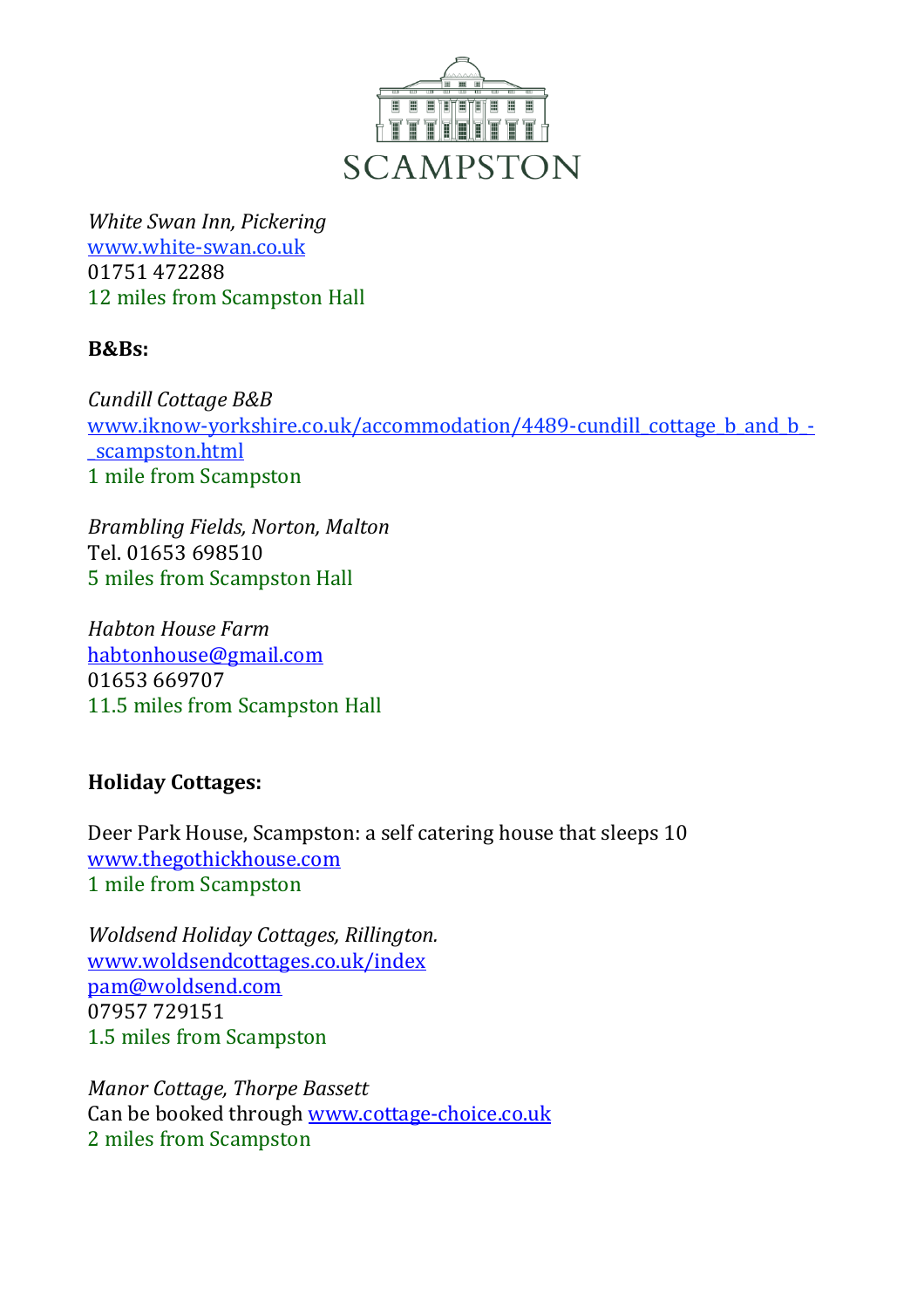SCAMPSTON

*White Swan Inn, Pickering*
www.white-swan.co.uk
01751 472288
12 miles from Scampston Hall

**B&Bs:**

*Cundill Cottage B&B*
www.iknow-yorkshire.co.uk/accommodation/4489-cundill_cottage_b_and_b_-_scampston.html
1 mile from Scampston

*Brambling Fields, Norton, Malton*
Tel. 01653 698510
5 miles from Scampston Hall

*Habton House Farm*
habtonhouse@gmail.com
01653 669707
11.5 miles from Scampston Hall

**Holiday Cottages:**

Deer Park House, Scampston: a self catering house that sleeps 10
www.thegothickhouse.com
1 mile from Scampston

*Woldsend Holiday Cottages, Rillington.*
www.woldsendcottages.co.uk/index
pam@woldsend.com
07957 729151
1.5 miles from Scampston

*Manor Cottage, Thorpe Bassett*
Can be booked through www.cottage-choice.co.uk
2 miles from Scampston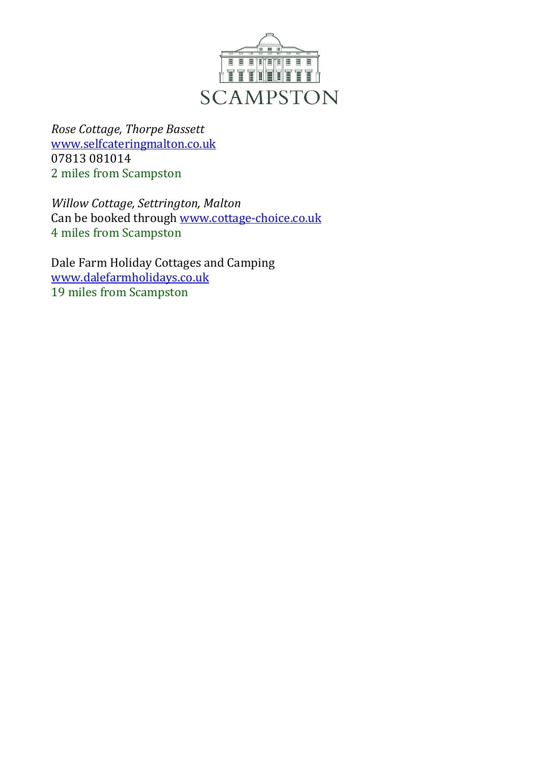SCAMPSTON

*Rose Cottage, Thorpe Bassett*
www.selfcateringmalton.co.uk
07813 081014
2 miles from Scampston

*Willow Cottage, Settrington, Malton*
Can be booked through www.cottage-choice.co.uk
4 miles from Scampston

Dale Farm Holiday Cottages and Camping
www.dalefarmholidays.co.uk
19 miles from Scampston